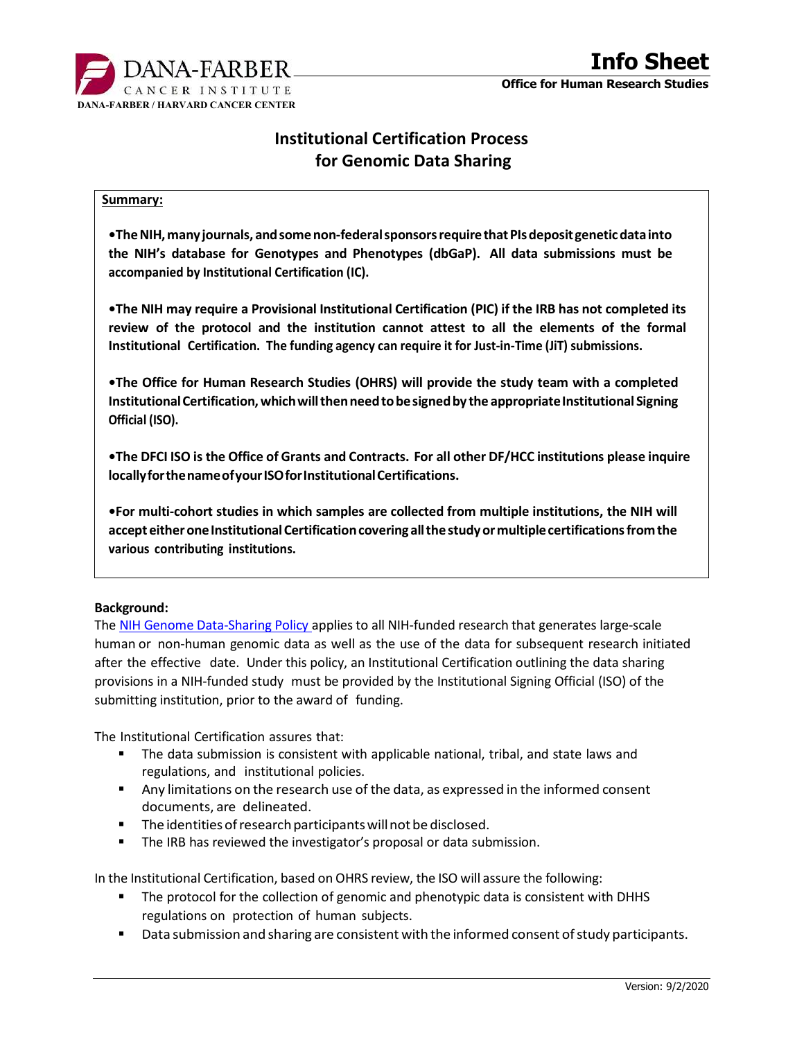DANA-FARBER CANCER INSTITUTE
DANA-FARBER / HARVARD CANCER CENTER

# Info Sheet

**Office for Human Research Studies**

## Institutional Certification Process for Genomic Data Sharing

**Summary:**

- **The NIH, many journals, and some non-federal sponsors require that PIs deposit genetic data into the NIH's database for Genotypes and Phenotypes (dbGaP). All data submissions must be accompanied by Institutional Certification (IC).**

- **The NIH may require a Provisional Institutional Certification (PIC) if the IRB has not completed its review of the protocol and the institution cannot attest to all the elements of the formal Institutional Certification. The funding agency can require it for Just-in-Time (JiT) submissions.**

- **The Office for Human Research Studies (OHRS) will provide the study team with a completed Institutional Certification, which will then need to be signed by the appropriate Institutional Signing Official (ISO).**

- **The DFCI ISO is the Office of Grants and Contracts. For all other DF/HCC institutions please inquire locally for the name of your ISO for Institutional Certifications.**

- **For multi-cohort studies in which samples are collected from multiple institutions, the NIH will accept either one Institutional Certification covering all the study or multiple certifications from the various contributing institutions.**

**Background:**

The NIH Genome Data-Sharing Policy applies to all NIH-funded research that generates large-scale human or non-human genomic data as well as the use of the data for subsequent research initiated after the effective date. Under this policy, an Institutional Certification outlining the data sharing provisions in a NIH-funded study must be provided by the Institutional Signing Official (ISO) of the submitting institution, prior to the award of funding.

The Institutional Certification assures that:

- The data submission is consistent with applicable national, tribal, and state laws and regulations, and institutional policies.
- Any limitations on the research use of the data, as expressed in the informed consent documents, are delineated.
- The identities of research participants will not be disclosed.
- The IRB has reviewed the investigator's proposal or data submission.

In the Institutional Certification, based on OHRS review, the ISO will assure the following:

- The protocol for the collection of genomic and phenotypic data is consistent with DHHS regulations on protection of human subjects.
- Data submission and sharing are consistent with the informed consent of study participants.

Version: 9/2/2020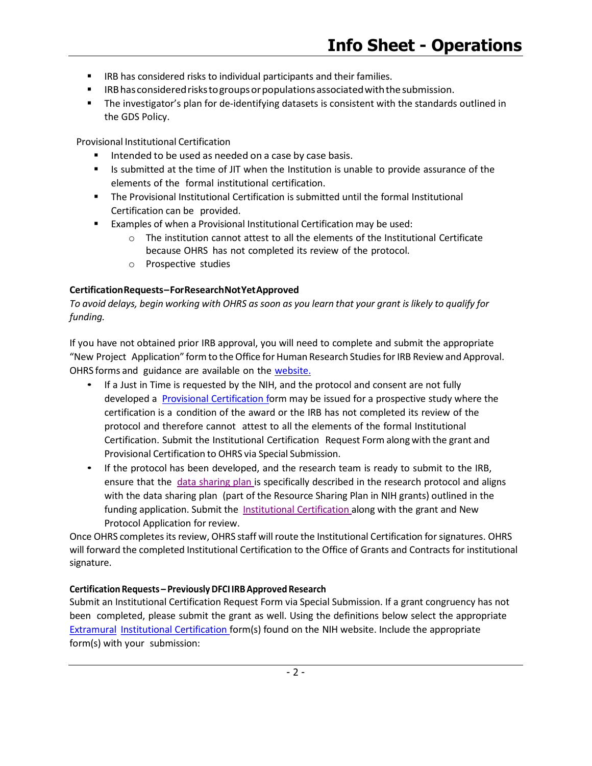- IRB has considered risks to individual participants and their families.
- IRB has considered risks to groups or populations associated with the submission.
- The investigator's plan for de-identifying datasets is consistent with the standards outlined in the GDS Policy.

Provisional Institutional Certification

- Intended to be used as needed on a case by case basis.
- Is submitted at the time of JIT when the Institution is unable to provide assurance of the elements of the formal institutional certification.
- The Provisional Institutional Certification is submitted until the formal Institutional Certification can be provided.
- Examples of when a Provisional Institutional Certification may be used:
  - The institution cannot attest to all the elements of the Institutional Certificate because OHRS has not completed its review of the protocol.
  - Prospective studies

**Certification Requests – For Research Not Yet Approved**

*To avoid delays, begin working with OHRS as soon as you learn that your grant is likely to qualify for funding.*

If you have not obtained prior IRB approval, you will need to complete and submit the appropriate "New Project Application" form to the Office for Human Research Studies for IRB Review and Approval. OHRS forms and guidance are available on the website.

- If a Just in Time is requested by the NIH, and the protocol and consent are not fully developed a Provisional Certification form may be issued for a prospective study where the certification is a condition of the award or the IRB has not completed its review of the protocol and therefore cannot attest to all the elements of the formal Institutional Certification. Submit the Institutional Certification Request Form along with the grant and Provisional Certification to OHRS via Special Submission.
- If the protocol has been developed, and the research team is ready to submit to the IRB, ensure that the data sharing plan is specifically described in the research protocol and aligns with the data sharing plan (part of the Resource Sharing Plan in NIH grants) outlined in the funding application. Submit the Institutional Certification along with the grant and New Protocol Application for review.

Once OHRS completes its review, OHRS staff will route the Institutional Certification for signatures. OHRS will forward the completed Institutional Certification to the Office of Grants and Contracts for institutional signature.

**Certification Requests – Previously DFCI IRB Approved Research**

Submit an Institutional Certification Request Form via Special Submission. If a grant congruency has not been completed, please submit the grant as well. Using the definitions below select the appropriate Extramural Institutional Certification form(s) found on the NIH website. Include the appropriate form(s) with your submission: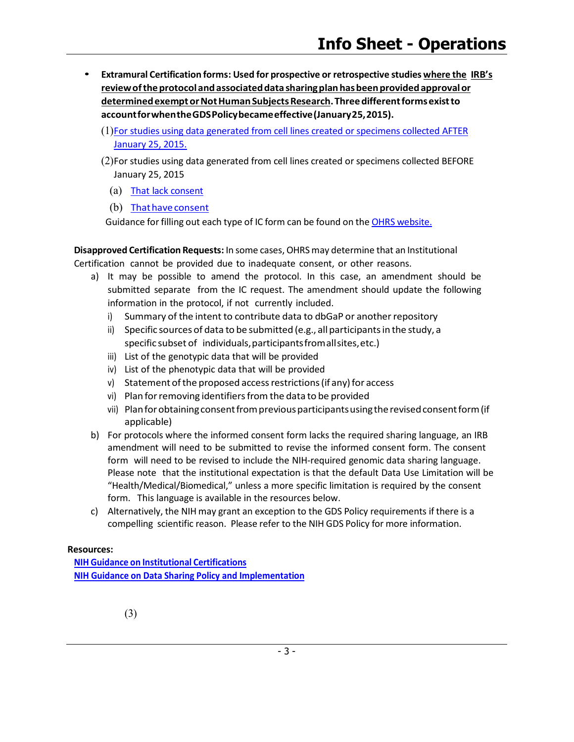- **Extramural Certification forms: Used for prospective or retrospective studies where the IRB's review of the protocol and associated data sharing plan has been provided approval or determined exempt or Not Human Subjects Research. Three different forms exist to account for when the GDS Policy became effective (January 25, 2015).**

  (1) For studies using data generated from cell lines created or specimens collected AFTER January 25, 2015.

  (2) For studies using data generated from cell lines created or specimens collected BEFORE January 25, 2015

  (a) That lack consent

  (b) That have consent

  Guidance for filling out each type of IC form can be found on the OHRS website.

**Disapproved Certification Requests:** In some cases, OHRS may determine that an Institutional Certification cannot be provided due to inadequate consent, or other reasons.

a) It may be possible to amend the protocol. In this case, an amendment should be submitted separate from the IC request. The amendment should update the following information in the protocol, if not currently included.
   i) Summary of the intent to contribute data to dbGaP or another repository
   ii) Specific sources of data to be submitted (e.g., all participants in the study, a specific subset of individuals, participants from all sites, etc.)
   iii) List of the genotypic data that will be provided
   iv) List of the phenotypic data that will be provided
   v) Statement of the proposed access restrictions (if any) for access
   vi) Plan for removing identifiers from the data to be provided
   vii) Plan for obtaining consent from previous participants using the revised consent form (if applicable)
b) For protocols where the informed consent form lacks the required sharing language, an IRB amendment will need to be submitted to revise the informed consent form. The consent form will need to be revised to include the NIH-required genomic data sharing language. Please note that the institutional expectation is that the default Data Use Limitation will be "Health/Medical/Biomedical," unless a more specific limitation is required by the consent form. This language is available in the resources below.
c) Alternatively, the NIH may grant an exception to the GDS Policy requirements if there is a compelling scientific reason. Please refer to the NIH GDS Policy for more information.

**Resources:**

**NIH Guidance on Institutional Certifications**

**NIH Guidance on Data Sharing Policy and Implementation**

(3)